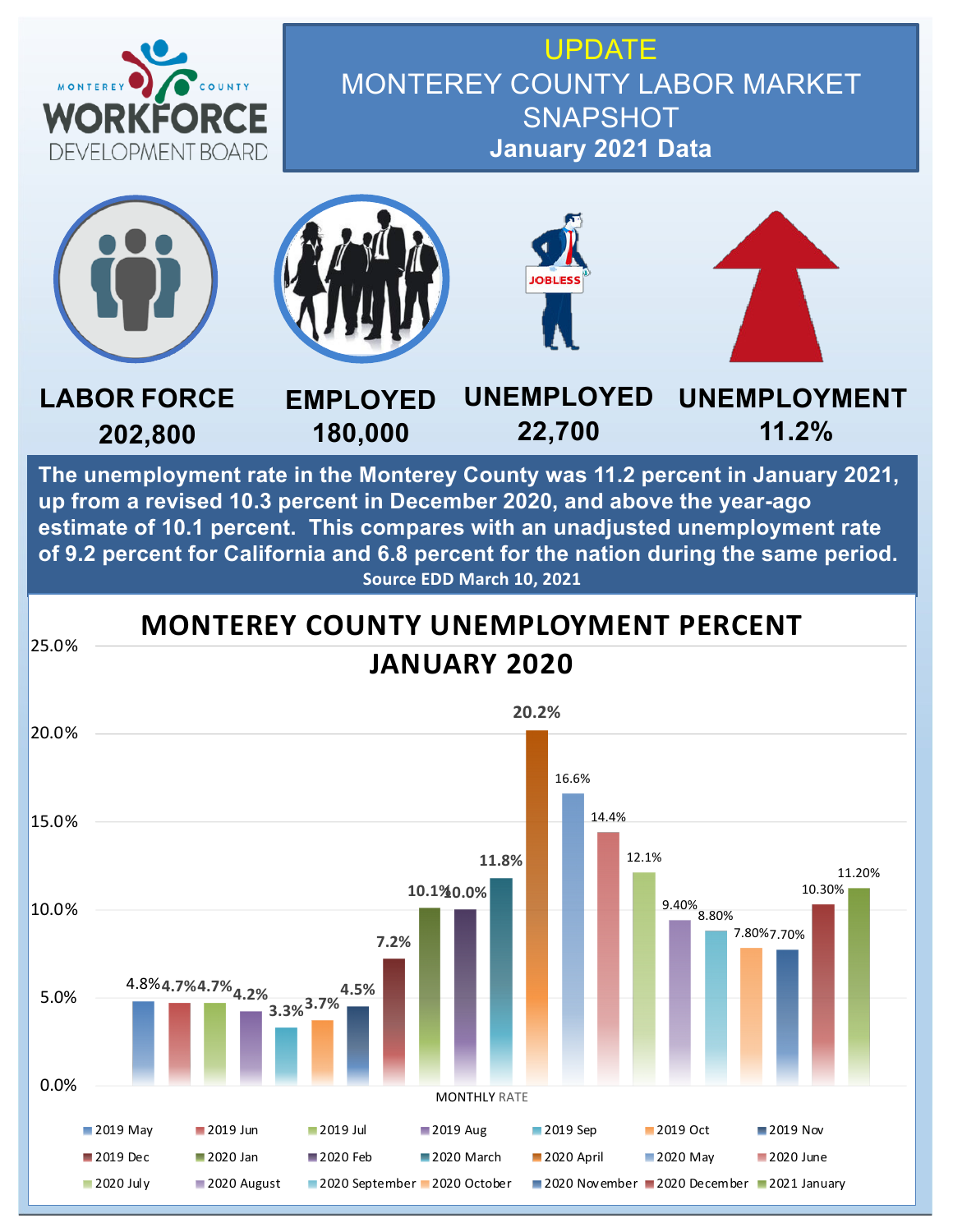MONTEREY COUNTY WORKFORCE DEVELOPMENT BOARD

# UPDATE
# MONTEREY COUNTY LABOR MARKET SNAPSHOT
## January 2021 Data

| LABOR FORCE | EMPLOYED | UNEMPLOYED | UNEMPLOYMENT |
|---|---|---|---|
| 202,800 | 180,000 | 22,700 | 11.2% |

**The unemployment rate in the Monterey County was 11.2 percent in January 2021, up from a revised 10.3 percent in December 2020, and above the year-ago estimate of 10.1 percent. This compares with an unadjusted unemployment rate of 9.2 percent for California and 6.8 percent for the nation during the same period.**

**Source EDD March 10, 2021**

## MONTEREY COUNTY UNEMPLOYMENT PERCENT JANUARY 2020

MONTHLY RATE

| Month | Rate |
|---|---|
| 2019 May | 4.8% |
| 2019 Jun | 4.7% |
| 2019 Jul | 4.7% |
| 2019 Aug | 4.2% |
| 2019 Sep | 3.3% |
| 2019 Oct | 3.7% |
| 2019 Nov | 4.5% |
| 2019 Dec | 7.2% |
| 2020 Jan | 10.1% |
| 2020 Feb | 10.0% |
| 2020 March | 11.8% |
| 2020 April | 20.2% |
| 2020 May | 16.6% |
| 2020 June | 14.4% |
| 2020 July | 12.1% |
| 2020 August | 9.40% |
| 2020 September | 8.80% |
| 2020 October | 7.80% |
| 2020 November | 7.70% |
| 2020 December | 10.30% |
| 2021 January | 11.20% |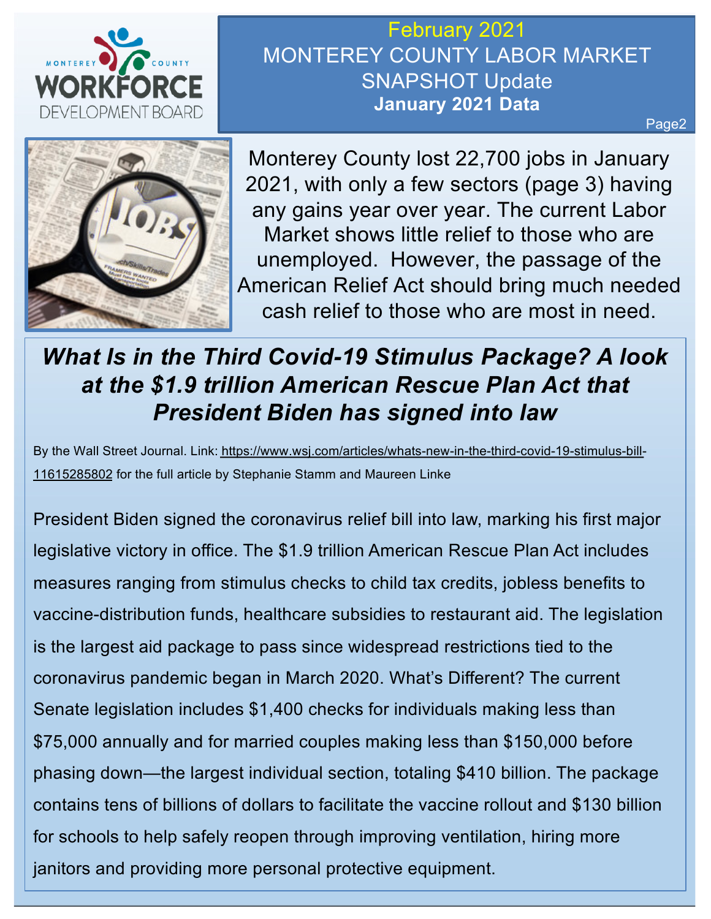# February 2021 MONTEREY COUNTY LABOR MARKET SNAPSHOT Update

**January 2021 Data**

Monterey County lost 22,700 jobs in January 2021, with only a few sectors (page 3) having any gains year over year. The current Labor Market shows little relief to those who are unemployed. However, the passage of the American Relief Act should bring much needed cash relief to those who are most in need.

## *What Is in the Third Covid-19 Stimulus Package? A look at the $1.9 trillion American Rescue Plan Act that President Biden has signed into law*

By the Wall Street Journal. Link: https://www.wsj.com/articles/whats-new-in-the-third-covid-19-stimulus-bill-11615285802 for the full article by Stephanie Stamm and Maureen Linke

President Biden signed the coronavirus relief bill into law, marking his first major legislative victory in office. The $1.9 trillion American Rescue Plan Act includes measures ranging from stimulus checks to child tax credits, jobless benefits to vaccine-distribution funds, healthcare subsidies to restaurant aid. The legislation is the largest aid package to pass since widespread restrictions tied to the coronavirus pandemic began in March 2020. What's Different? The current Senate legislation includes $1,400 checks for individuals making less than $75,000 annually and for married couples making less than $150,000 before phasing down—the largest individual section, totaling $410 billion. The package contains tens of billions of dollars to facilitate the vaccine rollout and $130 billion for schools to help safely reopen through improving ventilation, hiring more janitors and providing more personal protective equipment.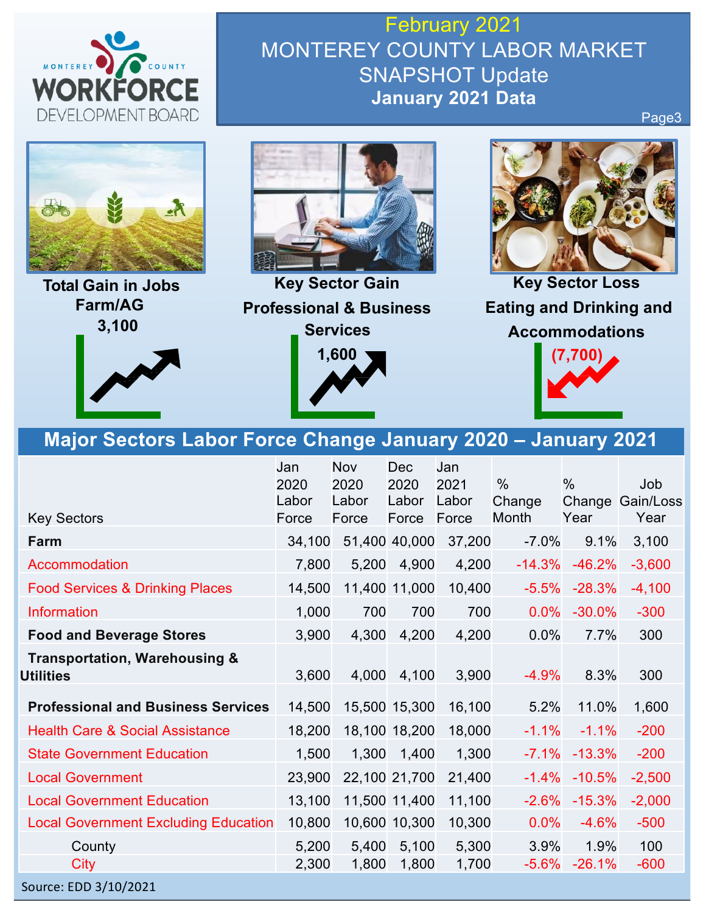MONTEREY COUNTY WORKFORCE DEVELOPMENT BOARD

# February 2021 MONTEREY COUNTY LABOR MARKET SNAPSHOT Update

**January 2021 Data**

**Total Gain in Jobs Farm/AG**
**3,100**

**Key Sector Gain Professional & Business Services**
**1,600**

**Key Sector Loss Eating and Drinking and Accommodations**
**(7,700)**

## Major Sectors Labor Force Change January 2020 – January 2021

| Key Sectors | Jan 2020 Labor Force | Nov 2020 Labor Force | Dec 2020 Labor Force | Jan 2021 Labor Force | % Change Month | % Change Year | Job Gain/Loss Year |
|---|---|---|---|---|---|---|---|
| **Farm** | 34,100 | 51,400 | 40,000 | 37,200 | -7.0% | 9.1% | 3,100 |
| Accommodation | 7,800 | 5,200 | 4,900 | 4,200 | -14.3% | -46.2% | -3,600 |
| Food Services & Drinking Places | 14,500 | 11,400 | 11,000 | 10,400 | -5.5% | -28.3% | -4,100 |
| Information | 1,000 | 700 | 700 | 700 | 0.0% | -30.0% | -300 |
| **Food and Beverage Stores** | 3,900 | 4,300 | 4,200 | 4,200 | 0.0% | 7.7% | 300 |
| **Transportation, Warehousing & Utilities** | 3,600 | 4,000 | 4,100 | 3,900 | -4.9% | 8.3% | 300 |
| **Professional and Business Services** | 14,500 | 15,500 | 15,300 | 16,100 | 5.2% | 11.0% | 1,600 |
| Health Care & Social Assistance | 18,200 | 18,100 | 18,200 | 18,000 | -1.1% | -1.1% | -200 |
| State Government Education | 1,500 | 1,300 | 1,400 | 1,300 | -7.1% | -13.3% | -200 |
| Local Government | 23,900 | 22,100 | 21,700 | 21,400 | -1.4% | -10.5% | -2,500 |
| Local Government Education | 13,100 | 11,500 | 11,400 | 11,100 | -2.6% | -15.3% | -2,000 |
| Local Government Excluding Education | 10,800 | 10,600 | 10,300 | 10,300 | 0.0% | -4.6% | -500 |
| County | 5,200 | 5,400 | 5,100 | 5,300 | 3.9% | 1.9% | 100 |
| City | 2,300 | 1,800 | 1,800 | 1,700 | -5.6% | -26.1% | -600 |

Source: EDD 3/10/2021